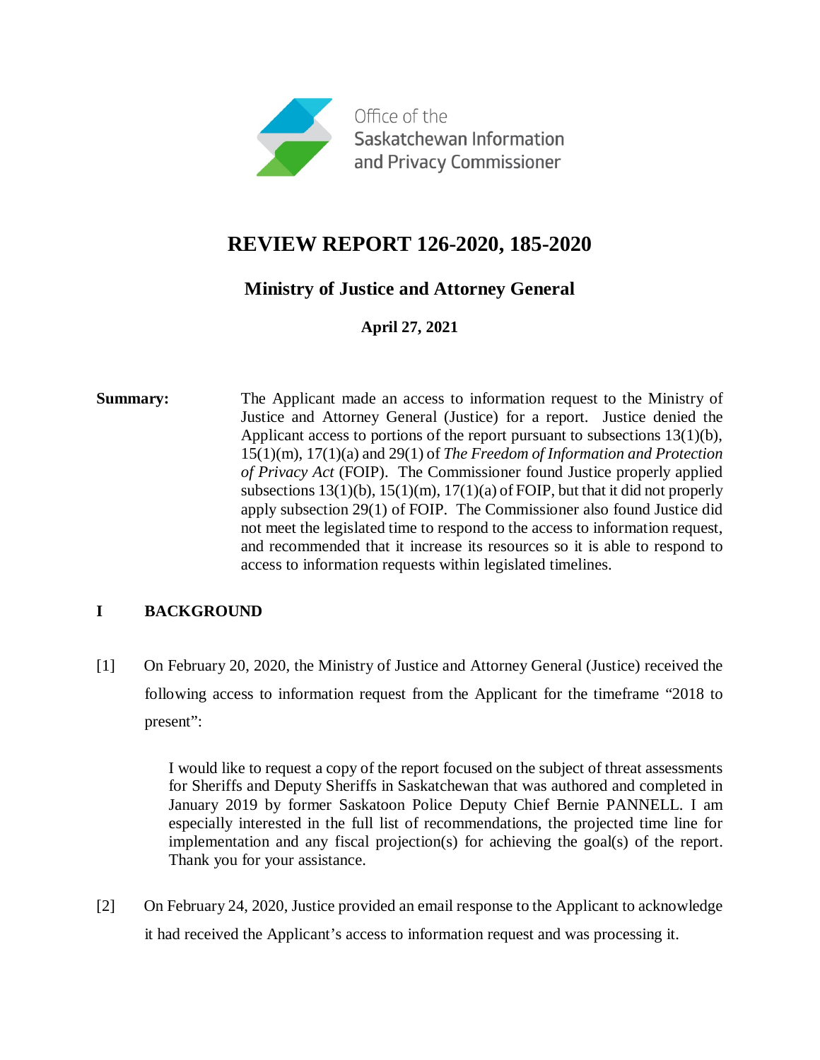Office of the
Saskatchewan Information
and Privacy Commissioner

# REVIEW REPORT 126-2020, 185-2020

## Ministry of Justice and Attorney General

**April 27, 2021**

**Summary:** The Applicant made an access to information request to the Ministry of Justice and Attorney General (Justice) for a report. Justice denied the Applicant access to portions of the report pursuant to subsections 13(1)(b), 15(1)(m), 17(1)(a) and 29(1) of *The Freedom of Information and Protection of Privacy Act* (FOIP). The Commissioner found Justice properly applied subsections 13(1)(b), 15(1)(m), 17(1)(a) of FOIP, but that it did not properly apply subsection 29(1) of FOIP. The Commissioner also found Justice did not meet the legislated time to respond to the access to information request, and recommended that it increase its resources so it is able to respond to access to information requests within legislated timelines.

## I BACKGROUND

[1] On February 20, 2020, the Ministry of Justice and Attorney General (Justice) received the following access to information request from the Applicant for the timeframe "2018 to present":

> I would like to request a copy of the report focused on the subject of threat assessments for Sheriffs and Deputy Sheriffs in Saskatchewan that was authored and completed in January 2019 by former Saskatoon Police Deputy Chief Bernie PANNELL. I am especially interested in the full list of recommendations, the projected time line for implementation and any fiscal projection(s) for achieving the goal(s) of the report. Thank you for your assistance.

[2] On February 24, 2020, Justice provided an email response to the Applicant to acknowledge it had received the Applicant's access to information request and was processing it.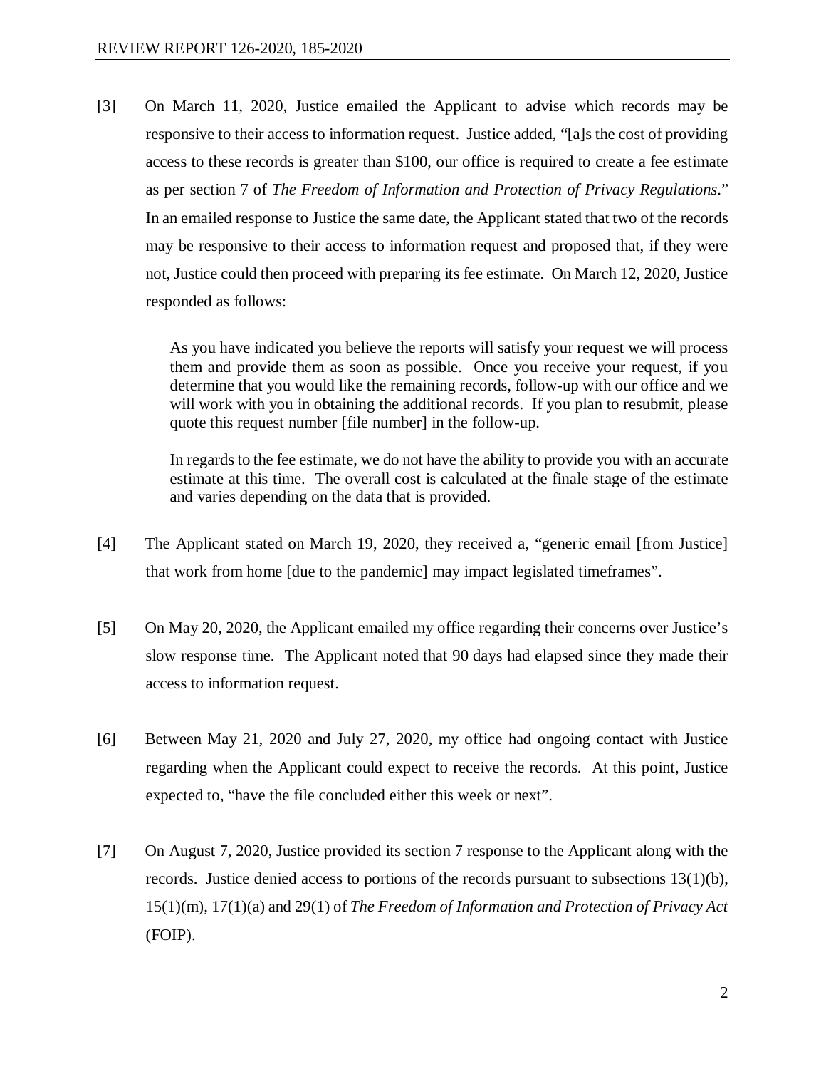[3] On March 11, 2020, Justice emailed the Applicant to advise which records may be responsive to their access to information request. Justice added, "[a]s the cost of providing access to these records is greater than $100, our office is required to create a fee estimate as per section 7 of *The Freedom of Information and Protection of Privacy Regulations*." In an emailed response to Justice the same date, the Applicant stated that two of the records may be responsive to their access to information request and proposed that, if they were not, Justice could then proceed with preparing its fee estimate. On March 12, 2020, Justice responded as follows:

> As you have indicated you believe the reports will satisfy your request we will process them and provide them as soon as possible. Once you receive your request, if you determine that you would like the remaining records, follow-up with our office and we will work with you in obtaining the additional records. If you plan to resubmit, please quote this request number [file number] in the follow-up.
>
> In regards to the fee estimate, we do not have the ability to provide you with an accurate estimate at this time. The overall cost is calculated at the finale stage of the estimate and varies depending on the data that is provided.

[4] The Applicant stated on March 19, 2020, they received a, "generic email [from Justice] that work from home [due to the pandemic] may impact legislated timeframes".

[5] On May 20, 2020, the Applicant emailed my office regarding their concerns over Justice's slow response time. The Applicant noted that 90 days had elapsed since they made their access to information request.

[6] Between May 21, 2020 and July 27, 2020, my office had ongoing contact with Justice regarding when the Applicant could expect to receive the records. At this point, Justice expected to, "have the file concluded either this week or next".

[7] On August 7, 2020, Justice provided its section 7 response to the Applicant along with the records. Justice denied access to portions of the records pursuant to subsections 13(1)(b), 15(1)(m), 17(1)(a) and 29(1) of *The Freedom of Information and Protection of Privacy Act* (FOIP).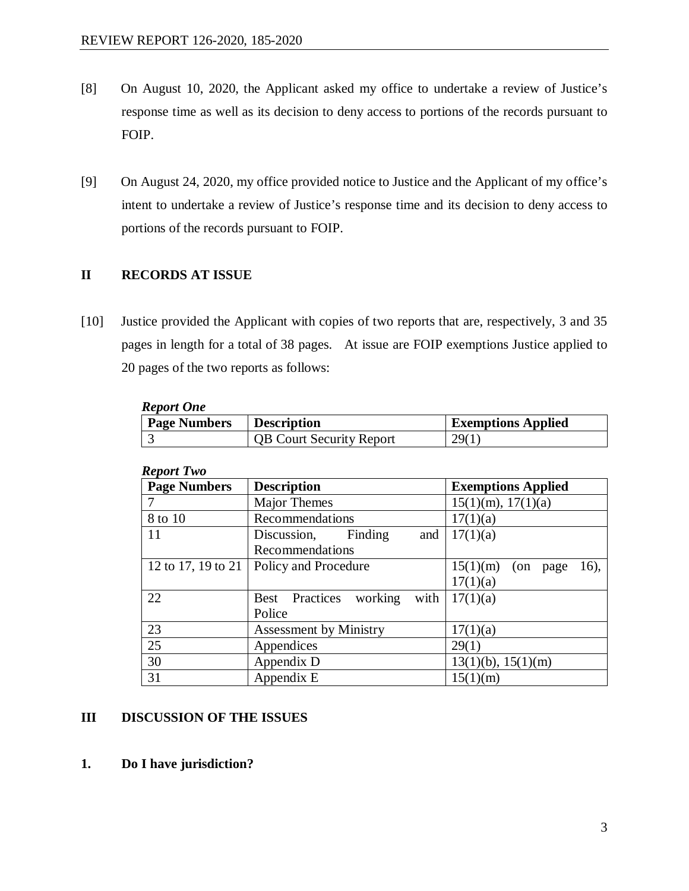[8] On August 10, 2020, the Applicant asked my office to undertake a review of Justice's response time as well as its decision to deny access to portions of the records pursuant to FOIP.

[9] On August 24, 2020, my office provided notice to Justice and the Applicant of my office's intent to undertake a review of Justice's response time and its decision to deny access to portions of the records pursuant to FOIP.

## II RECORDS AT ISSUE

[10] Justice provided the Applicant with copies of two reports that are, respectively, 3 and 35 pages in length for a total of 38 pages. At issue are FOIP exemptions Justice applied to 20 pages of the two reports as follows:

***Report One***

| Page Numbers | Description | Exemptions Applied |
| --- | --- | --- |
| 3 | QB Court Security Report | 29(1) |

***Report Two***

| Page Numbers | Description | Exemptions Applied |
| --- | --- | --- |
| 7 | Major Themes | 15(1)(m), 17(1)(a) |
| 8 to 10 | Recommendations | 17(1)(a) |
| 11 | Discussion, Finding and Recommendations | 17(1)(a) |
| 12 to 17, 19 to 21 | Policy and Procedure | 15(1)(m) (on page 16), 17(1)(a) |
| 22 | Best Practices working with Police | 17(1)(a) |
| 23 | Assessment by Ministry | 17(1)(a) |
| 25 | Appendices | 29(1) |
| 30 | Appendix D | 13(1)(b), 15(1)(m) |
| 31 | Appendix E | 15(1)(m) |

## III DISCUSSION OF THE ISSUES

### 1. Do I have jurisdiction?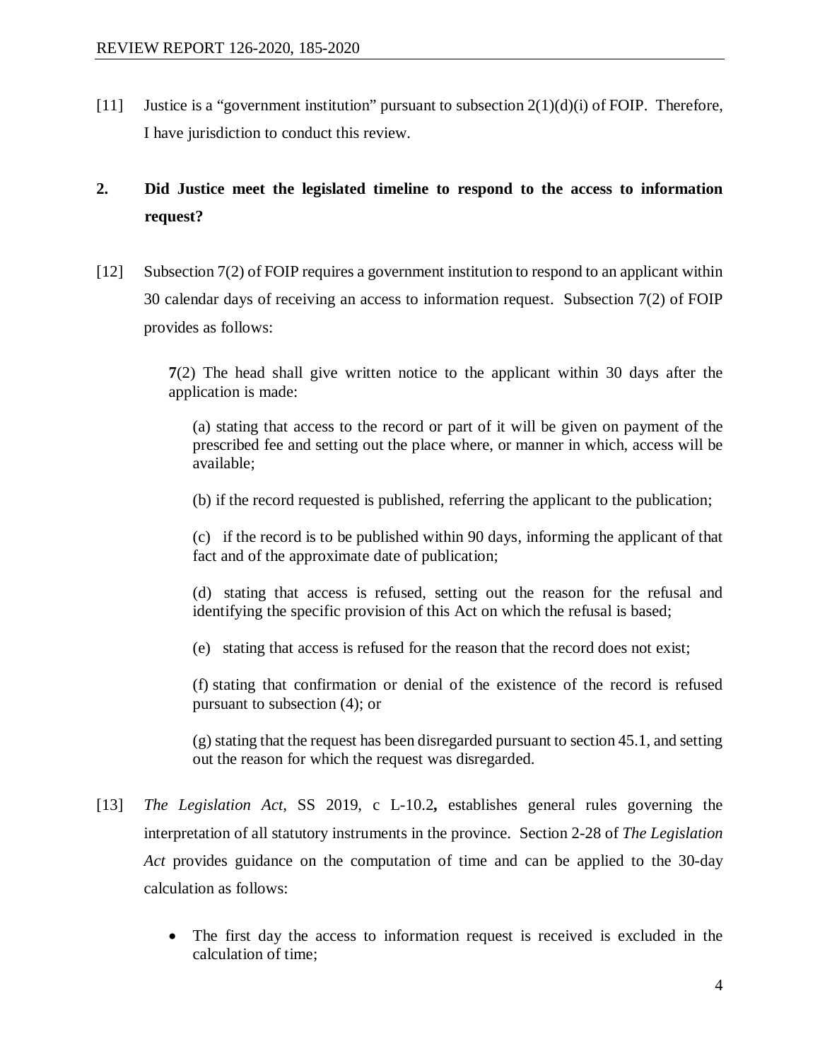[11] Justice is a "government institution" pursuant to subsection 2(1)(d)(i) of FOIP. Therefore, I have jurisdiction to conduct this review.

## 2. Did Justice meet the legislated timeline to respond to the access to information request?

[12] Subsection 7(2) of FOIP requires a government institution to respond to an applicant within 30 calendar days of receiving an access to information request. Subsection 7(2) of FOIP provides as follows:

> **7**(2) The head shall give written notice to the applicant within 30 days after the application is made:
>
> (a) stating that access to the record or part of it will be given on payment of the prescribed fee and setting out the place where, or manner in which, access will be available;
>
> (b) if the record requested is published, referring the applicant to the publication;
>
> (c) if the record is to be published within 90 days, informing the applicant of that fact and of the approximate date of publication;
>
> (d) stating that access is refused, setting out the reason for the refusal and identifying the specific provision of this Act on which the refusal is based;
>
> (e) stating that access is refused for the reason that the record does not exist;
>
> (f) stating that confirmation or denial of the existence of the record is refused pursuant to subsection (4); or
>
> (g) stating that the request has been disregarded pursuant to section 45.1, and setting out the reason for which the request was disregarded.

[13] *The Legislation Act*, SS 2019, c L-10.2**,** establishes general rules governing the interpretation of all statutory instruments in the province. Section 2-28 of *The Legislation Act* provides guidance on the computation of time and can be applied to the 30-day calculation as follows:

- The first day the access to information request is received is excluded in the calculation of time;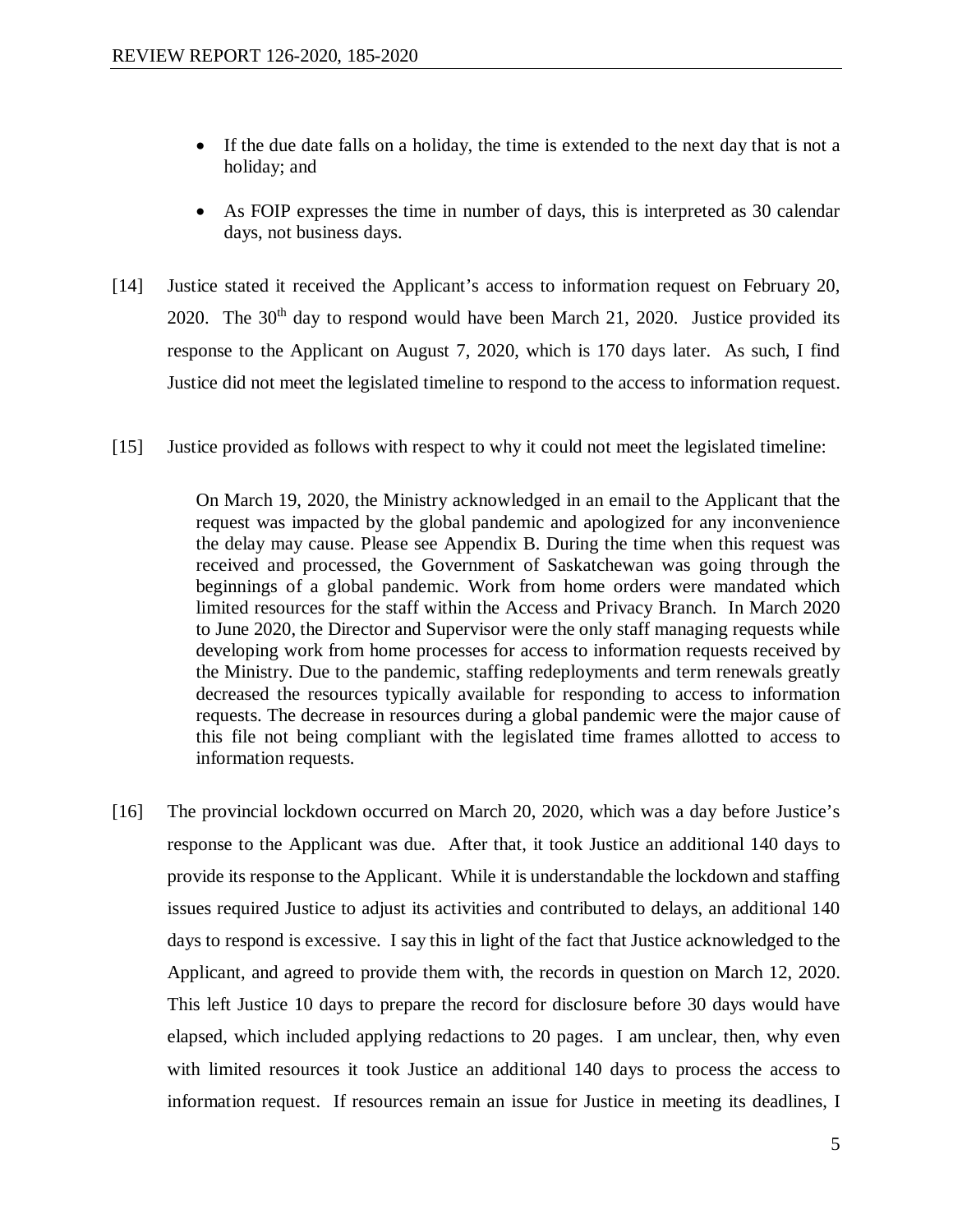- If the due date falls on a holiday, the time is extended to the next day that is not a holiday; and
- As FOIP expresses the time in number of days, this is interpreted as 30 calendar days, not business days.

[14] Justice stated it received the Applicant's access to information request on February 20, 2020. The 30th day to respond would have been March 21, 2020. Justice provided its response to the Applicant on August 7, 2020, which is 170 days later. As such, I find Justice did not meet the legislated timeline to respond to the access to information request.

[15] Justice provided as follows with respect to why it could not meet the legislated timeline:

> On March 19, 2020, the Ministry acknowledged in an email to the Applicant that the request was impacted by the global pandemic and apologized for any inconvenience the delay may cause. Please see Appendix B. During the time when this request was received and processed, the Government of Saskatchewan was going through the beginnings of a global pandemic. Work from home orders were mandated which limited resources for the staff within the Access and Privacy Branch. In March 2020 to June 2020, the Director and Supervisor were the only staff managing requests while developing work from home processes for access to information requests received by the Ministry. Due to the pandemic, staffing redeployments and term renewals greatly decreased the resources typically available for responding to access to information requests. The decrease in resources during a global pandemic were the major cause of this file not being compliant with the legislated time frames allotted to access to information requests.

[16] The provincial lockdown occurred on March 20, 2020, which was a day before Justice's response to the Applicant was due. After that, it took Justice an additional 140 days to provide its response to the Applicant. While it is understandable the lockdown and staffing issues required Justice to adjust its activities and contributed to delays, an additional 140 days to respond is excessive. I say this in light of the fact that Justice acknowledged to the Applicant, and agreed to provide them with, the records in question on March 12, 2020. This left Justice 10 days to prepare the record for disclosure before 30 days would have elapsed, which included applying redactions to 20 pages. I am unclear, then, why even with limited resources it took Justice an additional 140 days to process the access to information request. If resources remain an issue for Justice in meeting its deadlines, I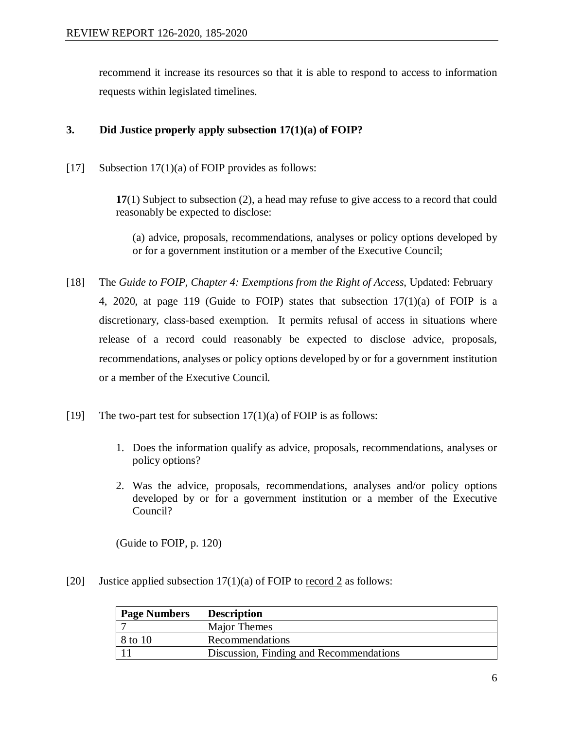recommend it increase its resources so that it is able to respond to access to information requests within legislated timelines.

### 3. Did Justice properly apply subsection 17(1)(a) of FOIP?

[17] Subsection 17(1)(a) of FOIP provides as follows:

> **17**(1) Subject to subsection (2), a head may refuse to give access to a record that could reasonably be expected to disclose:
>
> > (a) advice, proposals, recommendations, analyses or policy options developed by or for a government institution or a member of the Executive Council;

[18] The *Guide to FOIP, Chapter 4: Exemptions from the Right of Access*, Updated: February 4, 2020, at page 119 (Guide to FOIP) states that subsection 17(1)(a) of FOIP is a discretionary, class-based exemption. It permits refusal of access in situations where release of a record could reasonably be expected to disclose advice, proposals, recommendations, analyses or policy options developed by or for a government institution or a member of the Executive Council.

[19] The two-part test for subsection 17(1)(a) of FOIP is as follows:

> 1. Does the information qualify as advice, proposals, recommendations, analyses or policy options?
> 2. Was the advice, proposals, recommendations, analyses and/or policy options developed by or for a government institution or a member of the Executive Council?
>
> (Guide to FOIP, p. 120)

[20] Justice applied subsection 17(1)(a) of FOIP to <u>record 2</u> as follows:

| Page Numbers | Description |
|---|---|
| 7 | Major Themes |
| 8 to 10 | Recommendations |
| 11 | Discussion, Finding and Recommendations |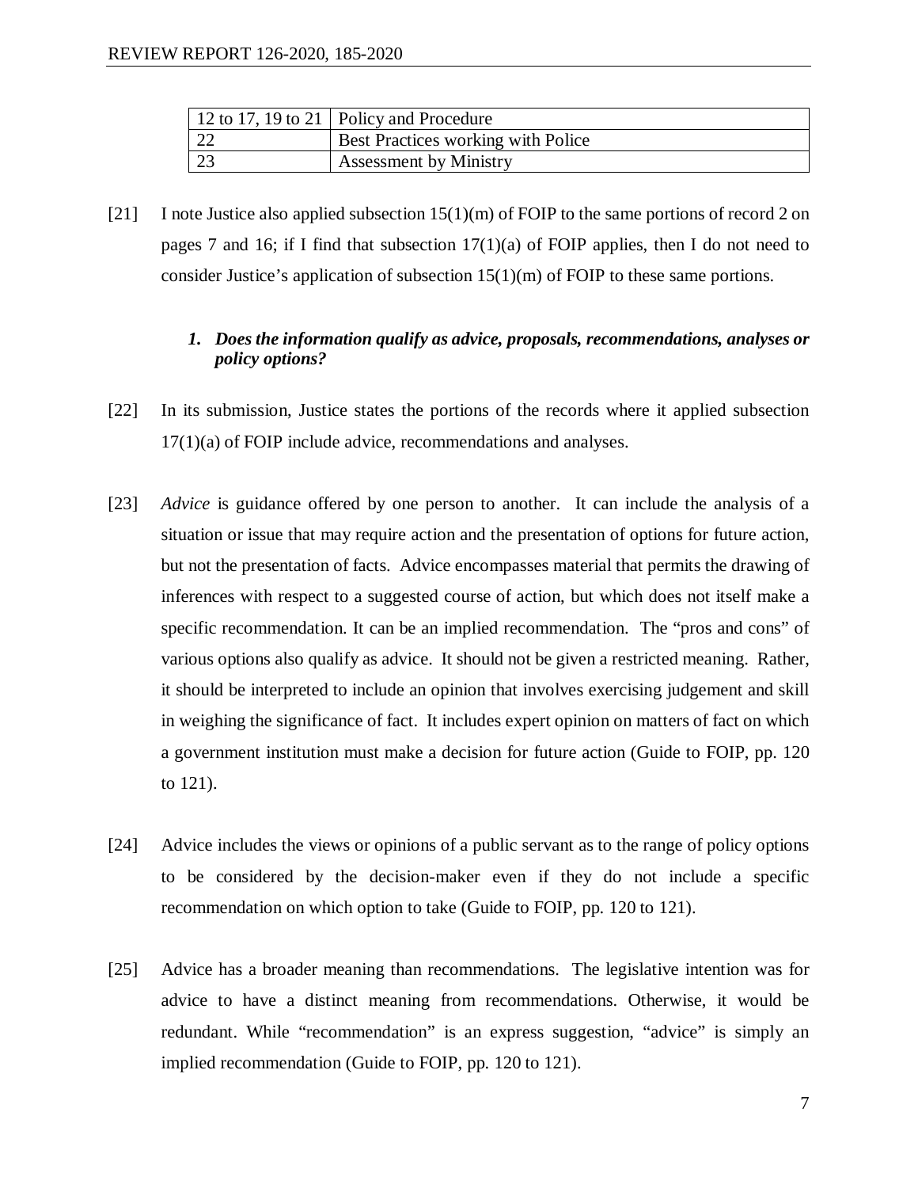| | |
|---|---|
| 12 to 17, 19 to 21 | Policy and Procedure |
| 22 | Best Practices working with Police |
| 23 | Assessment by Ministry |

[21] I note Justice also applied subsection 15(1)(m) of FOIP to the same portions of record 2 on pages 7 and 16; if I find that subsection 17(1)(a) of FOIP applies, then I do not need to consider Justice's application of subsection 15(1)(m) of FOIP to these same portions.

***1. Does the information qualify as advice, proposals, recommendations, analyses or policy options?***

[22] In its submission, Justice states the portions of the records where it applied subsection 17(1)(a) of FOIP include advice, recommendations and analyses.

[23] *Advice* is guidance offered by one person to another. It can include the analysis of a situation or issue that may require action and the presentation of options for future action, but not the presentation of facts. Advice encompasses material that permits the drawing of inferences with respect to a suggested course of action, but which does not itself make a specific recommendation. It can be an implied recommendation. The "pros and cons" of various options also qualify as advice. It should not be given a restricted meaning. Rather, it should be interpreted to include an opinion that involves exercising judgement and skill in weighing the significance of fact. It includes expert opinion on matters of fact on which a government institution must make a decision for future action (Guide to FOIP, pp. 120 to 121).

[24] Advice includes the views or opinions of a public servant as to the range of policy options to be considered by the decision-maker even if they do not include a specific recommendation on which option to take (Guide to FOIP, pp. 120 to 121).

[25] Advice has a broader meaning than recommendations. The legislative intention was for advice to have a distinct meaning from recommendations. Otherwise, it would be redundant. While "recommendation" is an express suggestion, "advice" is simply an implied recommendation (Guide to FOIP, pp. 120 to 121).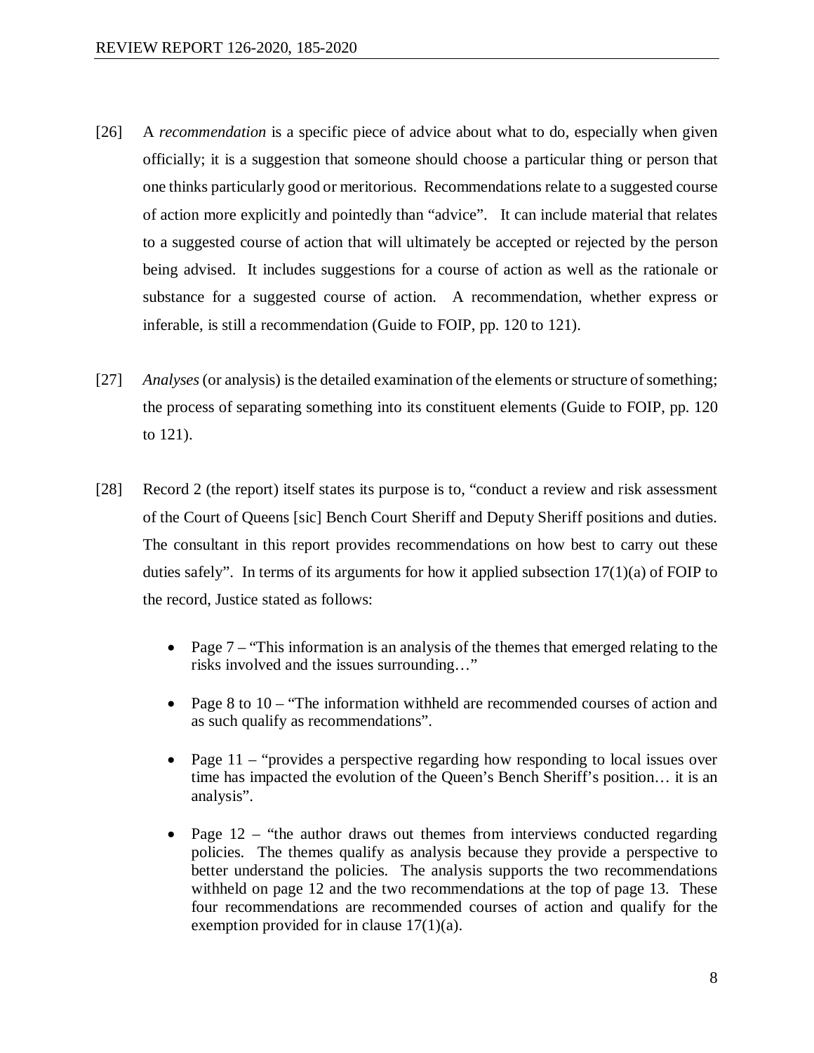[26] A *recommendation* is a specific piece of advice about what to do, especially when given officially; it is a suggestion that someone should choose a particular thing or person that one thinks particularly good or meritorious. Recommendations relate to a suggested course of action more explicitly and pointedly than "advice". It can include material that relates to a suggested course of action that will ultimately be accepted or rejected by the person being advised. It includes suggestions for a course of action as well as the rationale or substance for a suggested course of action. A recommendation, whether express or inferable, is still a recommendation (Guide to FOIP, pp. 120 to 121).

[27] *Analyses* (or analysis) is the detailed examination of the elements or structure of something; the process of separating something into its constituent elements (Guide to FOIP, pp. 120 to 121).

[28] Record 2 (the report) itself states its purpose is to, "conduct a review and risk assessment of the Court of Queens [sic] Bench Court Sheriff and Deputy Sheriff positions and duties. The consultant in this report provides recommendations on how best to carry out these duties safely". In terms of its arguments for how it applied subsection 17(1)(a) of FOIP to the record, Justice stated as follows:

- Page 7 – "This information is an analysis of the themes that emerged relating to the risks involved and the issues surrounding…"
- Page 8 to 10 – "The information withheld are recommended courses of action and as such qualify as recommendations".
- Page 11 – "provides a perspective regarding how responding to local issues over time has impacted the evolution of the Queen's Bench Sheriff's position… it is an analysis".
- Page 12 – "the author draws out themes from interviews conducted regarding policies. The themes qualify as analysis because they provide a perspective to better understand the policies. The analysis supports the two recommendations withheld on page 12 and the two recommendations at the top of page 13. These four recommendations are recommended courses of action and qualify for the exemption provided for in clause 17(1)(a).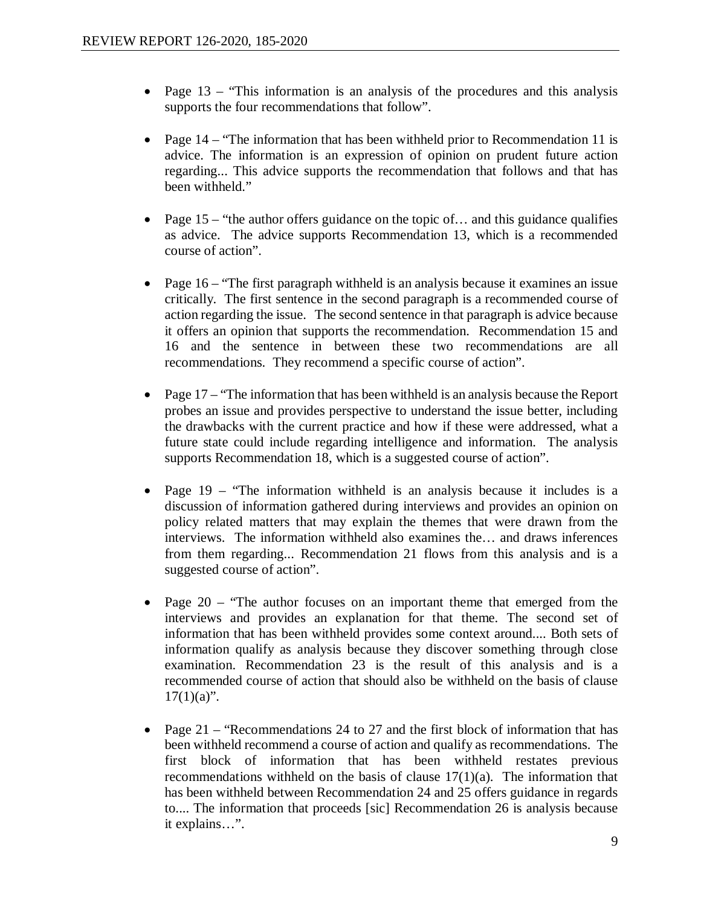- Page 13 – "This information is an analysis of the procedures and this analysis supports the four recommendations that follow".

- Page 14 – "The information that has been withheld prior to Recommendation 11 is advice. The information is an expression of opinion on prudent future action regarding... This advice supports the recommendation that follows and that has been withheld."

- Page 15 – "the author offers guidance on the topic of… and this guidance qualifies as advice. The advice supports Recommendation 13, which is a recommended course of action".

- Page 16 – "The first paragraph withheld is an analysis because it examines an issue critically. The first sentence in the second paragraph is a recommended course of action regarding the issue. The second sentence in that paragraph is advice because it offers an opinion that supports the recommendation. Recommendation 15 and 16 and the sentence in between these two recommendations are all recommendations. They recommend a specific course of action".

- Page 17 – "The information that has been withheld is an analysis because the Report probes an issue and provides perspective to understand the issue better, including the drawbacks with the current practice and how if these were addressed, what a future state could include regarding intelligence and information. The analysis supports Recommendation 18, which is a suggested course of action".

- Page 19 – "The information withheld is an analysis because it includes is a discussion of information gathered during interviews and provides an opinion on policy related matters that may explain the themes that were drawn from the interviews. The information withheld also examines the… and draws inferences from them regarding... Recommendation 21 flows from this analysis and is a suggested course of action".

- Page 20 – "The author focuses on an important theme that emerged from the interviews and provides an explanation for that theme. The second set of information that has been withheld provides some context around.... Both sets of information qualify as analysis because they discover something through close examination. Recommendation 23 is the result of this analysis and is a recommended course of action that should also be withheld on the basis of clause 17(1)(a)".

- Page 21 – "Recommendations 24 to 27 and the first block of information that has been withheld recommend a course of action and qualify as recommendations. The first block of information that has been withheld restates previous recommendations withheld on the basis of clause 17(1)(a). The information that has been withheld between Recommendation 24 and 25 offers guidance in regards to.... The information that proceeds [sic] Recommendation 26 is analysis because it explains…".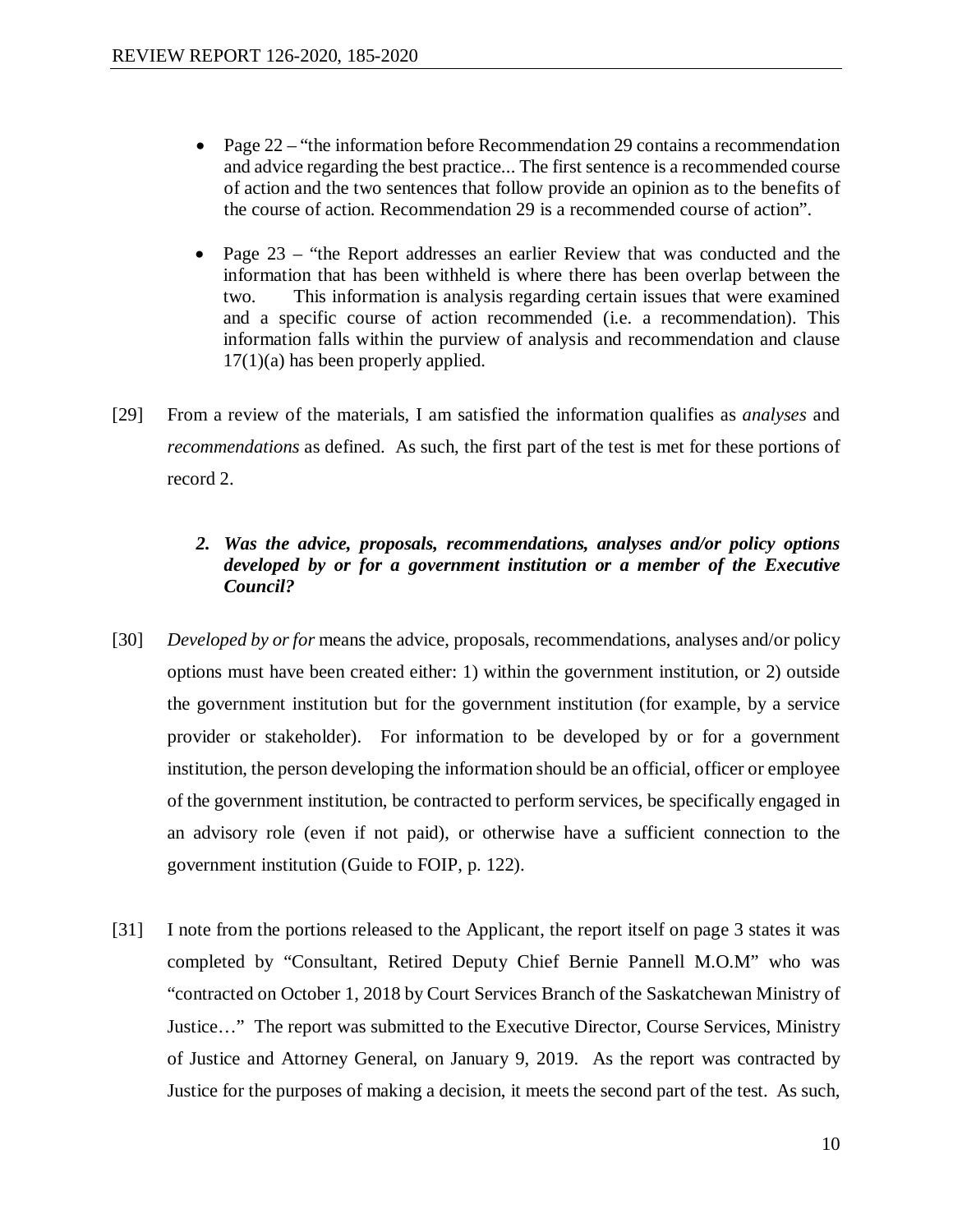- Page 22 – “the information before Recommendation 29 contains a recommendation and advice regarding the best practice... The first sentence is a recommended course of action and the two sentences that follow provide an opinion as to the benefits of the course of action. Recommendation 29 is a recommended course of action”.

- Page 23 – “the Report addresses an earlier Review that was conducted and the information that has been withheld is where there has been overlap between the two. This information is analysis regarding certain issues that were examined and a specific course of action recommended (i.e. a recommendation). This information falls within the purview of analysis and recommendation and clause 17(1)(a) has been properly applied.

[29] From a review of the materials, I am satisfied the information qualifies as *analyses* and *recommendations* as defined. As such, the first part of the test is met for these portions of record 2.

***2. Was the advice, proposals, recommendations, analyses and/or policy options developed by or for a government institution or a member of the Executive Council?***

[30] *Developed by or for* means the advice, proposals, recommendations, analyses and/or policy options must have been created either: 1) within the government institution, or 2) outside the government institution but for the government institution (for example, by a service provider or stakeholder). For information to be developed by or for a government institution, the person developing the information should be an official, officer or employee of the government institution, be contracted to perform services, be specifically engaged in an advisory role (even if not paid), or otherwise have a sufficient connection to the government institution (Guide to FOIP, p. 122).

[31] I note from the portions released to the Applicant, the report itself on page 3 states it was completed by “Consultant, Retired Deputy Chief Bernie Pannell M.O.M” who was “contracted on October 1, 2018 by Court Services Branch of the Saskatchewan Ministry of Justice…” The report was submitted to the Executive Director, Course Services, Ministry of Justice and Attorney General, on January 9, 2019. As the report was contracted by Justice for the purposes of making a decision, it meets the second part of the test. As such,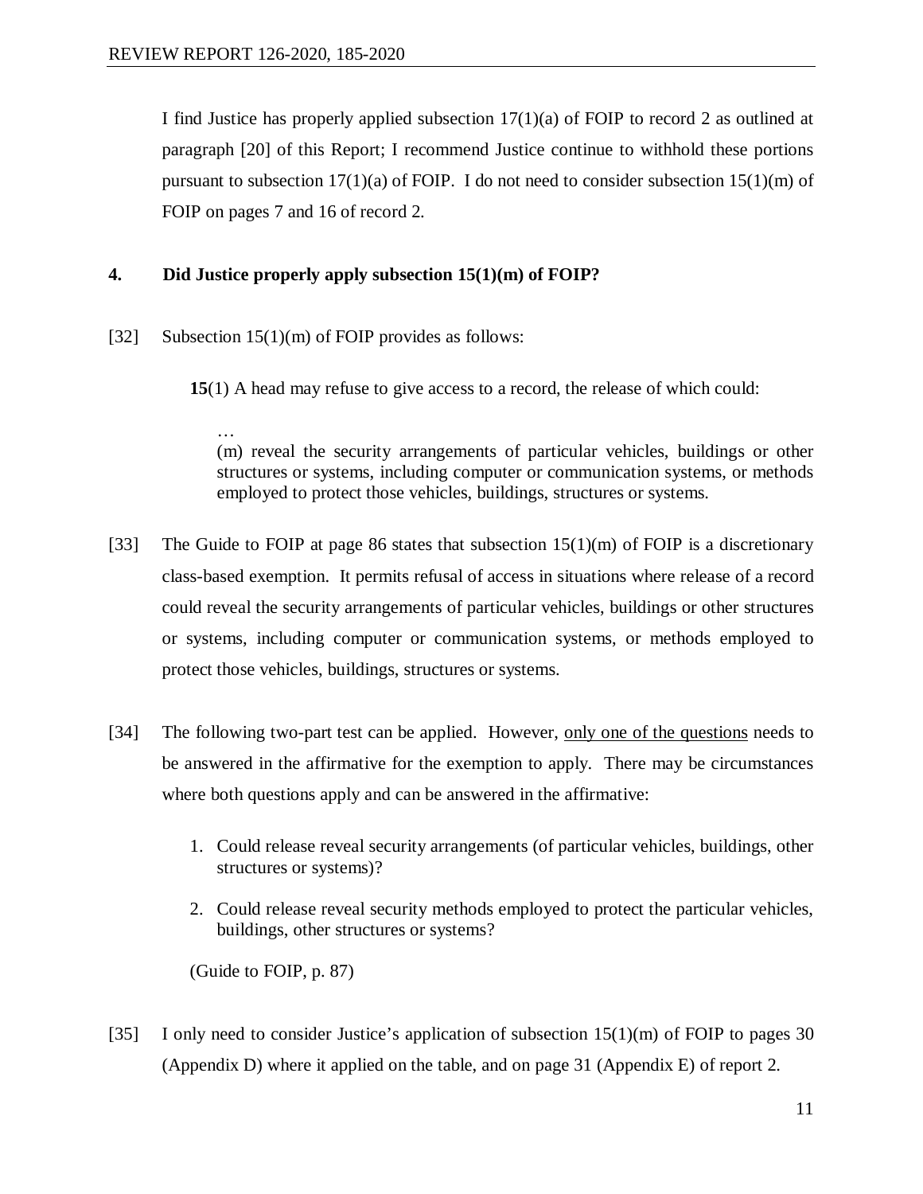I find Justice has properly applied subsection 17(1)(a) of FOIP to record 2 as outlined at paragraph [20] of this Report; I recommend Justice continue to withhold these portions pursuant to subsection 17(1)(a) of FOIP. I do not need to consider subsection 15(1)(m) of FOIP on pages 7 and 16 of record 2.

### 4. Did Justice properly apply subsection 15(1)(m) of FOIP?

[32] Subsection 15(1)(m) of FOIP provides as follows:

> **15**(1) A head may refuse to give access to a record, the release of which could:
>
> …
>
> (m) reveal the security arrangements of particular vehicles, buildings or other structures or systems, including computer or communication systems, or methods employed to protect those vehicles, buildings, structures or systems.

[33] The Guide to FOIP at page 86 states that subsection 15(1)(m) of FOIP is a discretionary class-based exemption. It permits refusal of access in situations where release of a record could reveal the security arrangements of particular vehicles, buildings or other structures or systems, including computer or communication systems, or methods employed to protect those vehicles, buildings, structures or systems.

[34] The following two-part test can be applied. However, <u>only one of the questions</u> needs to be answered in the affirmative for the exemption to apply. There may be circumstances where both questions apply and can be answered in the affirmative:

> 1. Could release reveal security arrangements (of particular vehicles, buildings, other structures or systems)?
> 2. Could release reveal security methods employed to protect the particular vehicles, buildings, other structures or systems?
>
> (Guide to FOIP, p. 87)

[35] I only need to consider Justice's application of subsection 15(1)(m) of FOIP to pages 30 (Appendix D) where it applied on the table, and on page 31 (Appendix E) of report 2.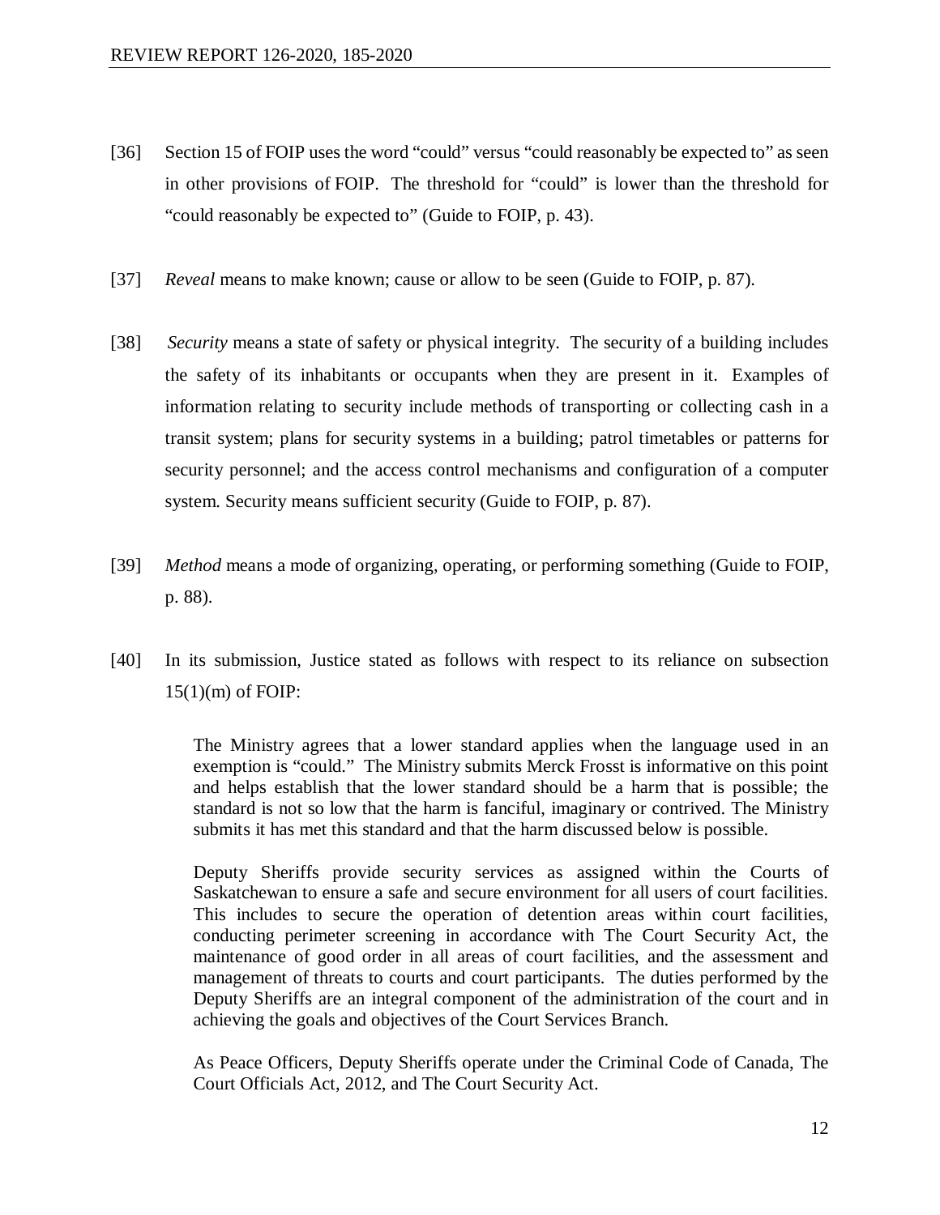[36] Section 15 of FOIP uses the word "could" versus "could reasonably be expected to" as seen in other provisions of FOIP. The threshold for "could" is lower than the threshold for "could reasonably be expected to" (Guide to FOIP, p. 43).

[37] *Reveal* means to make known; cause or allow to be seen (Guide to FOIP, p. 87).

[38] *Security* means a state of safety or physical integrity. The security of a building includes the safety of its inhabitants or occupants when they are present in it. Examples of information relating to security include methods of transporting or collecting cash in a transit system; plans for security systems in a building; patrol timetables or patterns for security personnel; and the access control mechanisms and configuration of a computer system. Security means sufficient security (Guide to FOIP, p. 87).

[39] *Method* means a mode of organizing, operating, or performing something (Guide to FOIP, p. 88).

[40] In its submission, Justice stated as follows with respect to its reliance on subsection 15(1)(m) of FOIP:

> The Ministry agrees that a lower standard applies when the language used in an exemption is "could." The Ministry submits Merck Frosst is informative on this point and helps establish that the lower standard should be a harm that is possible; the standard is not so low that the harm is fanciful, imaginary or contrived. The Ministry submits it has met this standard and that the harm discussed below is possible.
>
> Deputy Sheriffs provide security services as assigned within the Courts of Saskatchewan to ensure a safe and secure environment for all users of court facilities. This includes to secure the operation of detention areas within court facilities, conducting perimeter screening in accordance with The Court Security Act, the maintenance of good order in all areas of court facilities, and the assessment and management of threats to courts and court participants. The duties performed by the Deputy Sheriffs are an integral component of the administration of the court and in achieving the goals and objectives of the Court Services Branch.
>
> As Peace Officers, Deputy Sheriffs operate under the Criminal Code of Canada, The Court Officials Act, 2012, and The Court Security Act.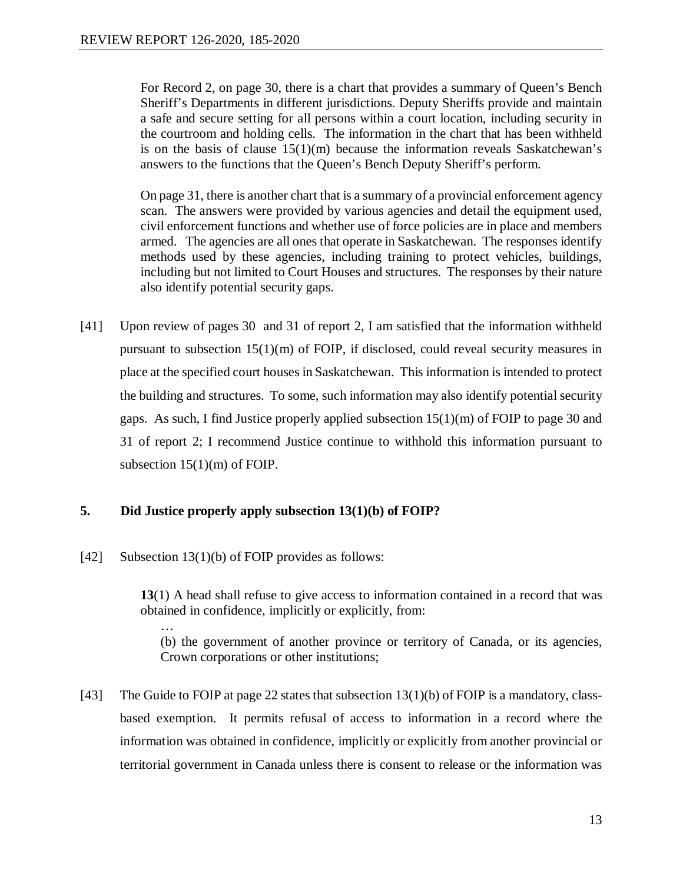For Record 2, on page 30, there is a chart that provides a summary of Queen's Bench Sheriff's Departments in different jurisdictions. Deputy Sheriffs provide and maintain a safe and secure setting for all persons within a court location, including security in the courtroom and holding cells. The information in the chart that has been withheld is on the basis of clause 15(1)(m) because the information reveals Saskatchewan's answers to the functions that the Queen's Bench Deputy Sheriff's perform.

> On page 31, there is another chart that is a summary of a provincial enforcement agency scan. The answers were provided by various agencies and detail the equipment used, civil enforcement functions and whether use of force policies are in place and members armed. The agencies are all ones that operate in Saskatchewan. The responses identify methods used by these agencies, including training to protect vehicles, buildings, including but not limited to Court Houses and structures. The responses by their nature also identify potential security gaps.

[41] Upon review of pages 30 and 31 of report 2, I am satisfied that the information withheld pursuant to subsection 15(1)(m) of FOIP, if disclosed, could reveal security measures in place at the specified court houses in Saskatchewan. This information is intended to protect the building and structures. To some, such information may also identify potential security gaps. As such, I find Justice properly applied subsection 15(1)(m) of FOIP to page 30 and 31 of report 2; I recommend Justice continue to withhold this information pursuant to subsection 15(1)(m) of FOIP.

### 5. Did Justice properly apply subsection 13(1)(b) of FOIP?

[42] Subsection 13(1)(b) of FOIP provides as follows:

> **13**(1) A head shall refuse to give access to information contained in a record that was obtained in confidence, implicitly or explicitly, from:
>
> …
>
> (b) the government of another province or territory of Canada, or its agencies, Crown corporations or other institutions;

[43] The Guide to FOIP at page 22 states that subsection 13(1)(b) of FOIP is a mandatory, class-based exemption. It permits refusal of access to information in a record where the information was obtained in confidence, implicitly or explicitly from another provincial or territorial government in Canada unless there is consent to release or the information was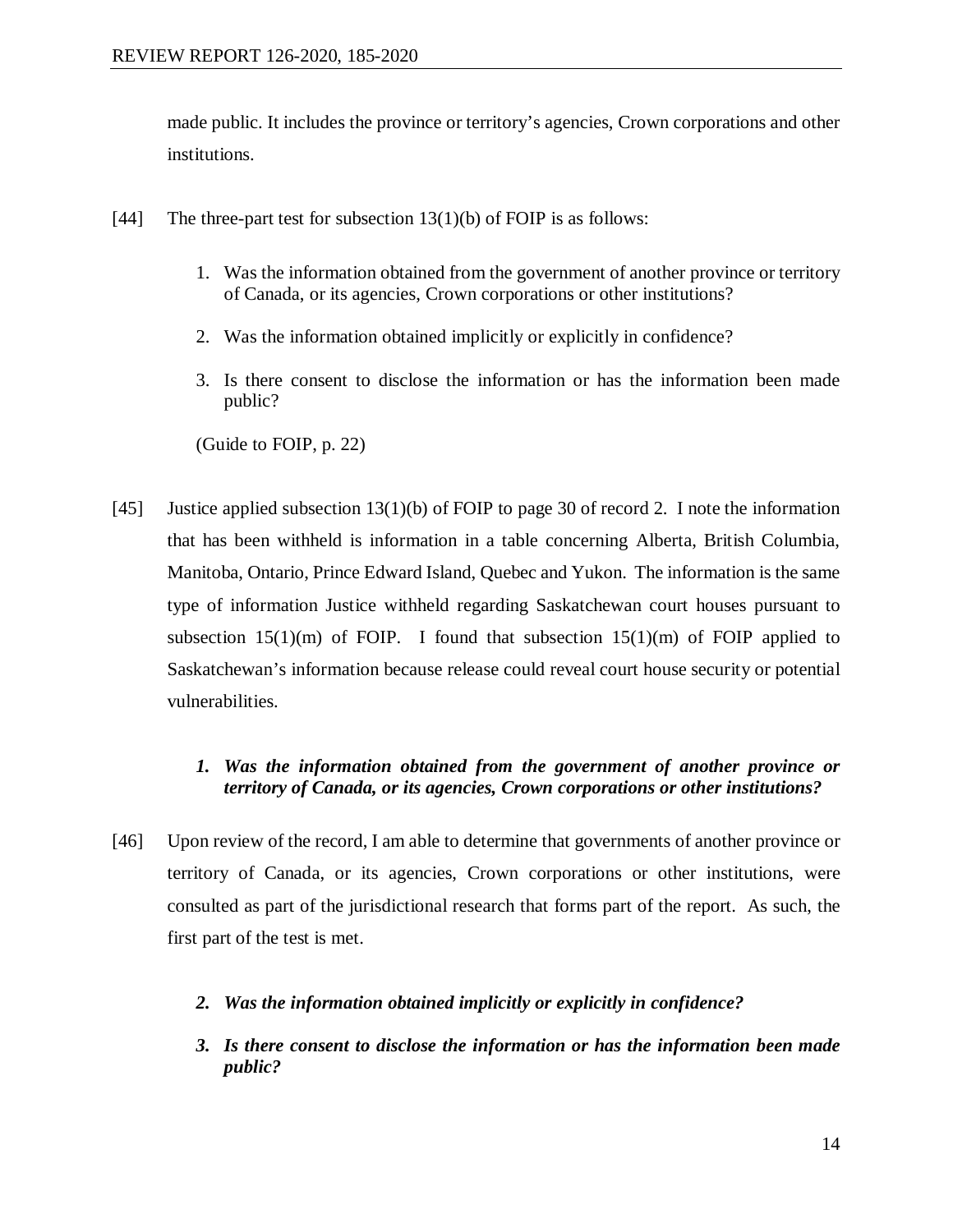made public. It includes the province or territory's agencies, Crown corporations and other institutions.

[44] The three-part test for subsection 13(1)(b) of FOIP is as follows:

1. Was the information obtained from the government of another province or territory of Canada, or its agencies, Crown corporations or other institutions?

2. Was the information obtained implicitly or explicitly in confidence?

3. Is there consent to disclose the information or has the information been made public?

(Guide to FOIP, p. 22)

[45] Justice applied subsection 13(1)(b) of FOIP to page 30 of record 2. I note the information that has been withheld is information in a table concerning Alberta, British Columbia, Manitoba, Ontario, Prince Edward Island, Quebec and Yukon. The information is the same type of information Justice withheld regarding Saskatchewan court houses pursuant to subsection 15(1)(m) of FOIP. I found that subsection 15(1)(m) of FOIP applied to Saskatchewan's information because release could reveal court house security or potential vulnerabilities.

***1. Was the information obtained from the government of another province or territory of Canada, or its agencies, Crown corporations or other institutions?***

[46] Upon review of the record, I am able to determine that governments of another province or territory of Canada, or its agencies, Crown corporations or other institutions, were consulted as part of the jurisdictional research that forms part of the report. As such, the first part of the test is met.

***2. Was the information obtained implicitly or explicitly in confidence?***

***3. Is there consent to disclose the information or has the information been made public?***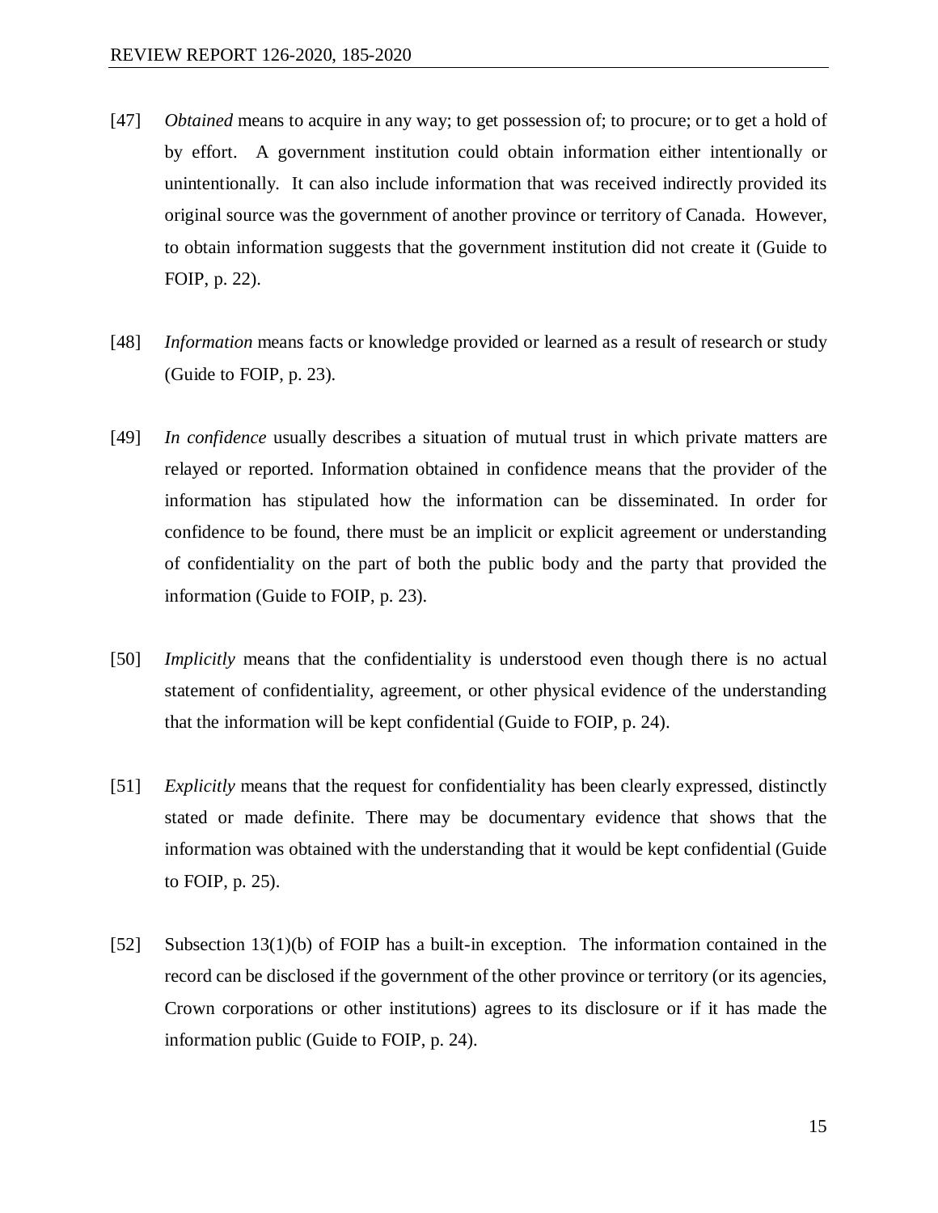[47] *Obtained* means to acquire in any way; to get possession of; to procure; or to get a hold of by effort. A government institution could obtain information either intentionally or unintentionally. It can also include information that was received indirectly provided its original source was the government of another province or territory of Canada. However, to obtain information suggests that the government institution did not create it (Guide to FOIP, p. 22).

[48] *Information* means facts or knowledge provided or learned as a result of research or study (Guide to FOIP, p. 23).

[49] *In confidence* usually describes a situation of mutual trust in which private matters are relayed or reported. Information obtained in confidence means that the provider of the information has stipulated how the information can be disseminated. In order for confidence to be found, there must be an implicit or explicit agreement or understanding of confidentiality on the part of both the public body and the party that provided the information (Guide to FOIP, p. 23).

[50] *Implicitly* means that the confidentiality is understood even though there is no actual statement of confidentiality, agreement, or other physical evidence of the understanding that the information will be kept confidential (Guide to FOIP, p. 24).

[51] *Explicitly* means that the request for confidentiality has been clearly expressed, distinctly stated or made definite. There may be documentary evidence that shows that the information was obtained with the understanding that it would be kept confidential (Guide to FOIP, p. 25).

[52] Subsection 13(1)(b) of FOIP has a built-in exception. The information contained in the record can be disclosed if the government of the other province or territory (or its agencies, Crown corporations or other institutions) agrees to its disclosure or if it has made the information public (Guide to FOIP, p. 24).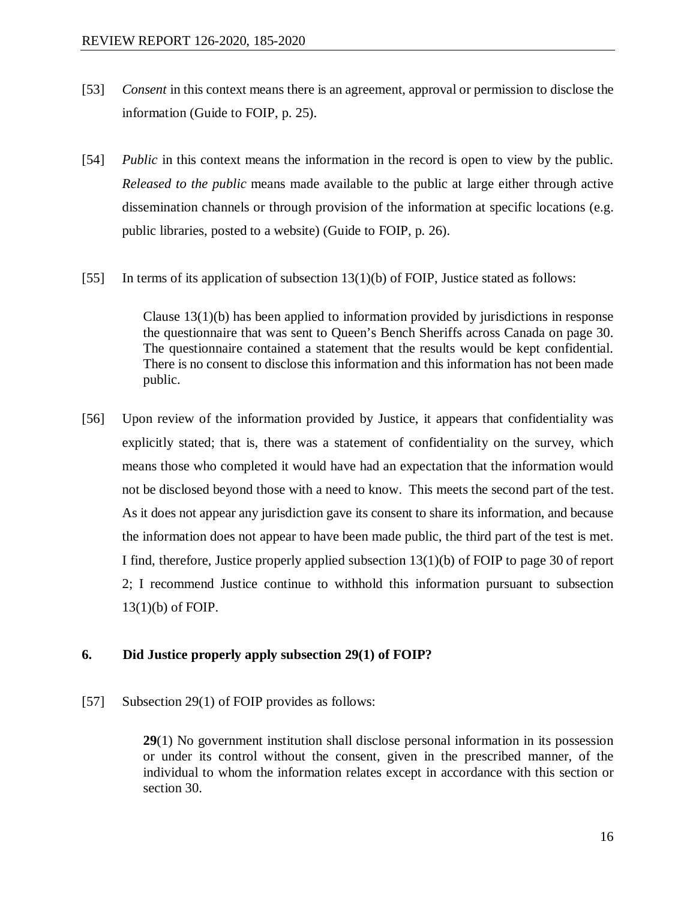[53] *Consent* in this context means there is an agreement, approval or permission to disclose the information (Guide to FOIP, p. 25).

[54] *Public* in this context means the information in the record is open to view by the public. *Released to the public* means made available to the public at large either through active dissemination channels or through provision of the information at specific locations (e.g. public libraries, posted to a website) (Guide to FOIP, p. 26).

[55] In terms of its application of subsection 13(1)(b) of FOIP, Justice stated as follows:

> Clause 13(1)(b) has been applied to information provided by jurisdictions in response the questionnaire that was sent to Queen's Bench Sheriffs across Canada on page 30. The questionnaire contained a statement that the results would be kept confidential. There is no consent to disclose this information and this information has not been made public.

[56] Upon review of the information provided by Justice, it appears that confidentiality was explicitly stated; that is, there was a statement of confidentiality on the survey, which means those who completed it would have had an expectation that the information would not be disclosed beyond those with a need to know. This meets the second part of the test. As it does not appear any jurisdiction gave its consent to share its information, and because the information does not appear to have been made public, the third part of the test is met. I find, therefore, Justice properly applied subsection 13(1)(b) of FOIP to page 30 of report 2; I recommend Justice continue to withhold this information pursuant to subsection 13(1)(b) of FOIP.

### 6. Did Justice properly apply subsection 29(1) of FOIP?

[57] Subsection 29(1) of FOIP provides as follows:

> **29**(1) No government institution shall disclose personal information in its possession or under its control without the consent, given in the prescribed manner, of the individual to whom the information relates except in accordance with this section or section 30.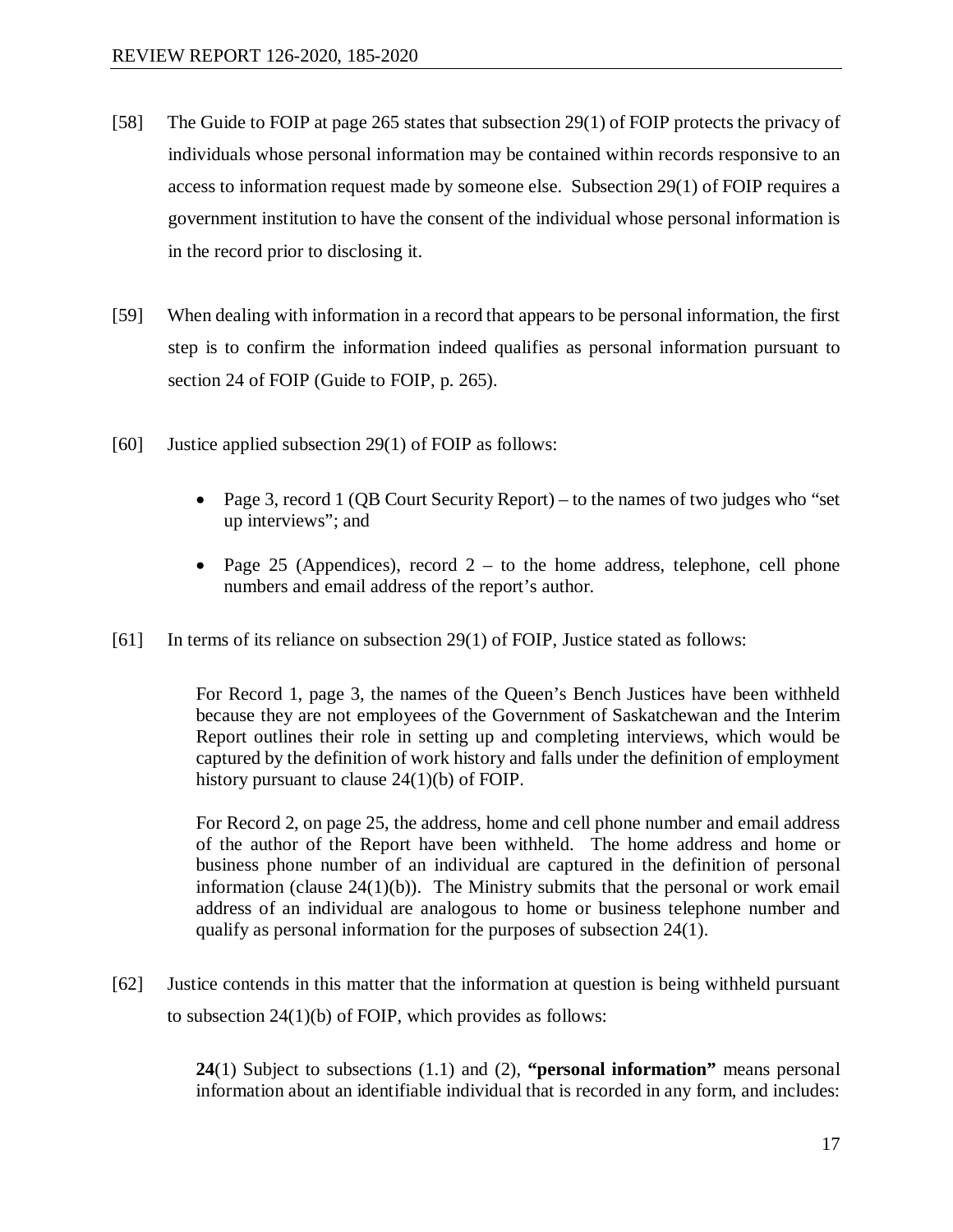[58] The Guide to FOIP at page 265 states that subsection 29(1) of FOIP protects the privacy of individuals whose personal information may be contained within records responsive to an access to information request made by someone else. Subsection 29(1) of FOIP requires a government institution to have the consent of the individual whose personal information is in the record prior to disclosing it.

[59] When dealing with information in a record that appears to be personal information, the first step is to confirm the information indeed qualifies as personal information pursuant to section 24 of FOIP (Guide to FOIP, p. 265).

[60] Justice applied subsection 29(1) of FOIP as follows:

- Page 3, record 1 (QB Court Security Report) – to the names of two judges who "set up interviews"; and
- Page 25 (Appendices), record 2 – to the home address, telephone, cell phone numbers and email address of the report's author.

[61] In terms of its reliance on subsection 29(1) of FOIP, Justice stated as follows:

> For Record 1, page 3, the names of the Queen's Bench Justices have been withheld because they are not employees of the Government of Saskatchewan and the Interim Report outlines their role in setting up and completing interviews, which would be captured by the definition of work history and falls under the definition of employment history pursuant to clause 24(1)(b) of FOIP.
>
> For Record 2, on page 25, the address, home and cell phone number and email address of the author of the Report have been withheld. The home address and home or business phone number of an individual are captured in the definition of personal information (clause 24(1)(b)). The Ministry submits that the personal or work email address of an individual are analogous to home or business telephone number and qualify as personal information for the purposes of subsection 24(1).

[62] Justice contends in this matter that the information at question is being withheld pursuant to subsection 24(1)(b) of FOIP, which provides as follows:

> **24**(1) Subject to subsections (1.1) and (2), **"personal information"** means personal information about an identifiable individual that is recorded in any form, and includes: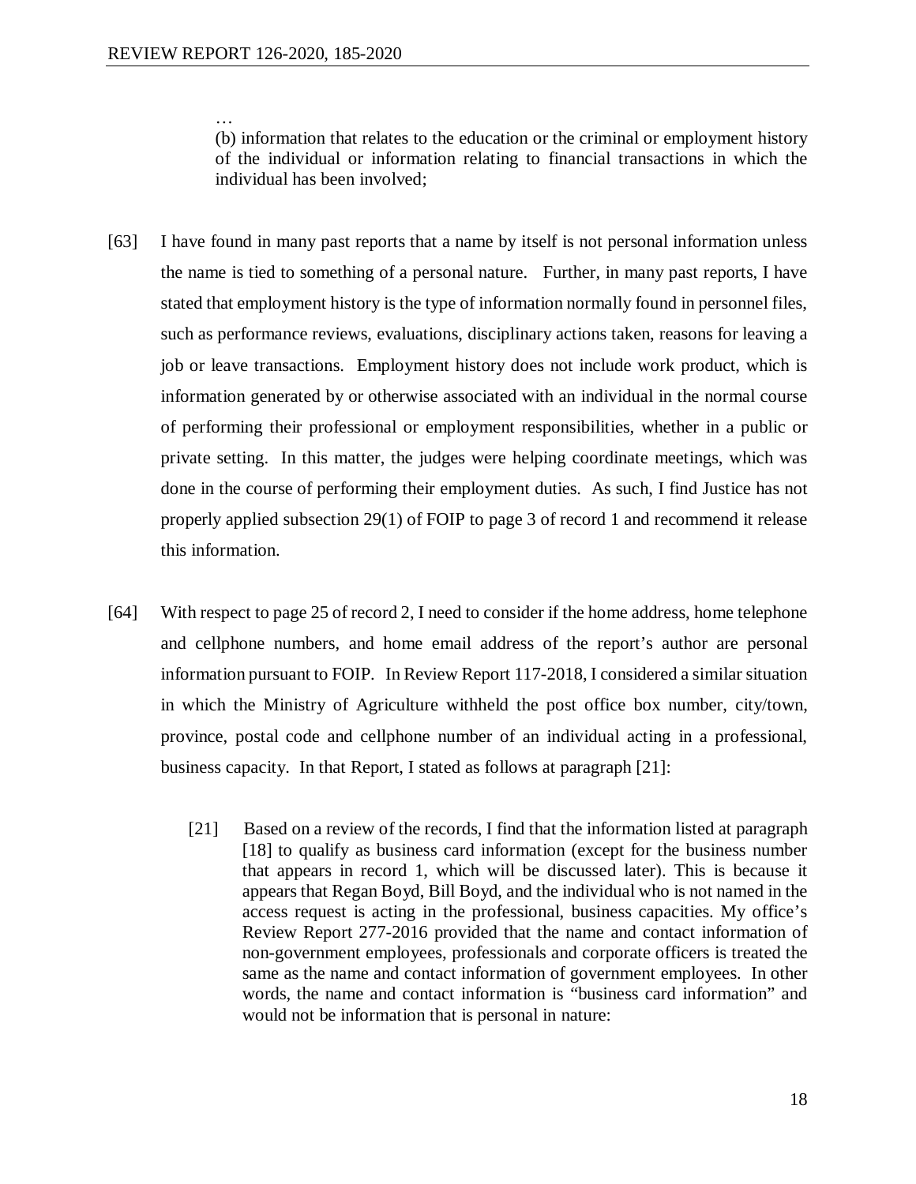…

(b) information that relates to the education or the criminal or employment history of the individual or information relating to financial transactions in which the individual has been involved;

[63] I have found in many past reports that a name by itself is not personal information unless the name is tied to something of a personal nature. Further, in many past reports, I have stated that employment history is the type of information normally found in personnel files, such as performance reviews, evaluations, disciplinary actions taken, reasons for leaving a job or leave transactions. Employment history does not include work product, which is information generated by or otherwise associated with an individual in the normal course of performing their professional or employment responsibilities, whether in a public or private setting. In this matter, the judges were helping coordinate meetings, which was done in the course of performing their employment duties. As such, I find Justice has not properly applied subsection 29(1) of FOIP to page 3 of record 1 and recommend it release this information.

[64] With respect to page 25 of record 2, I need to consider if the home address, home telephone and cellphone numbers, and home email address of the report's author are personal information pursuant to FOIP. In Review Report 117-2018, I considered a similar situation in which the Ministry of Agriculture withheld the post office box number, city/town, province, postal code and cellphone number of an individual acting in a professional, business capacity. In that Report, I stated as follows at paragraph [21]:

> [21] Based on a review of the records, I find that the information listed at paragraph [18] to qualify as business card information (except for the business number that appears in record 1, which will be discussed later). This is because it appears that Regan Boyd, Bill Boyd, and the individual who is not named in the access request is acting in the professional, business capacities. My office's Review Report 277-2016 provided that the name and contact information of non-government employees, professionals and corporate officers is treated the same as the name and contact information of government employees. In other words, the name and contact information is "business card information" and would not be information that is personal in nature: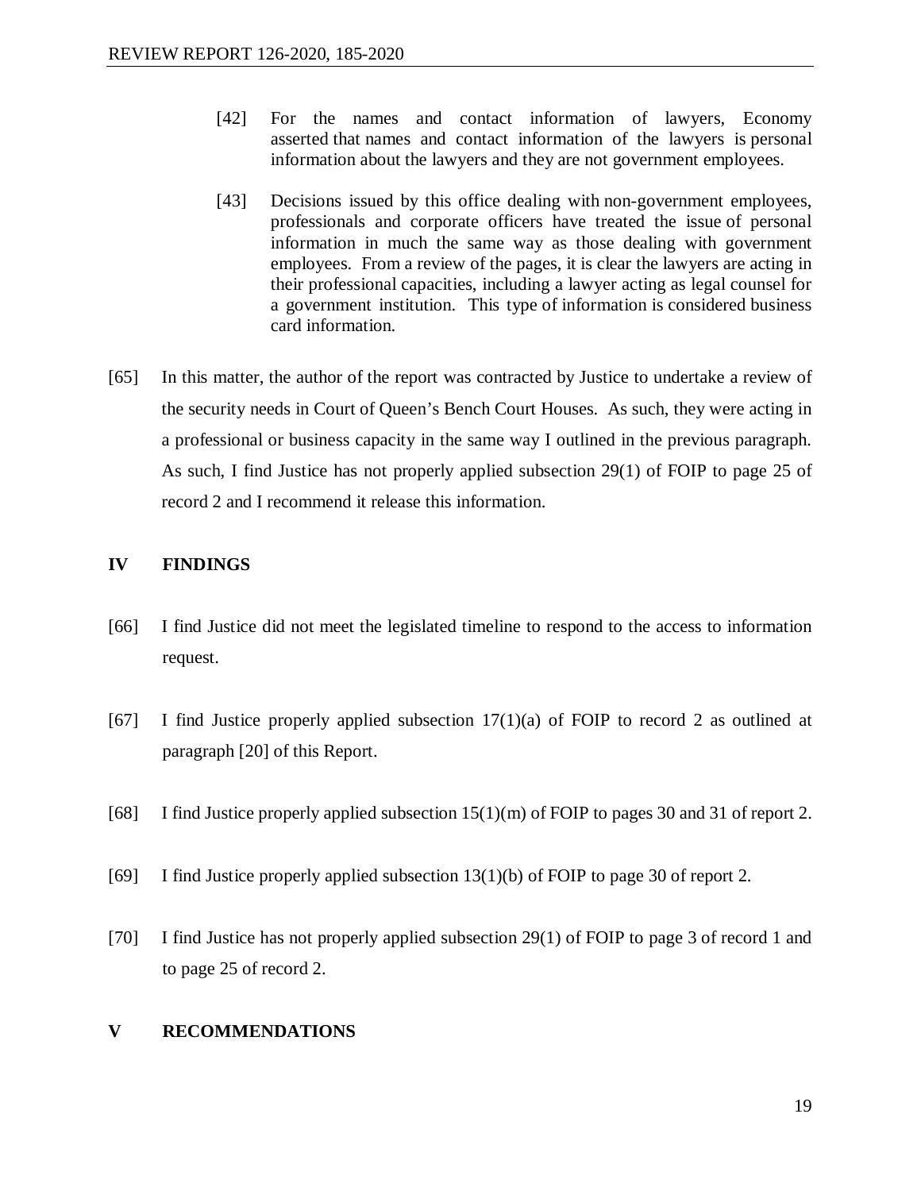> [42] For the names and contact information of lawyers, Economy asserted that names and contact information of the lawyers is personal information about the lawyers and they are not government employees.
>
> [43] Decisions issued by this office dealing with non-government employees, professionals and corporate officers have treated the issue of personal information in much the same way as those dealing with government employees. From a review of the pages, it is clear the lawyers are acting in their professional capacities, including a lawyer acting as legal counsel for a government institution. This type of information is considered business card information.

[65] In this matter, the author of the report was contracted by Justice to undertake a review of the security needs in Court of Queen's Bench Court Houses. As such, they were acting in a professional or business capacity in the same way I outlined in the previous paragraph. As such, I find Justice has not properly applied subsection 29(1) of FOIP to page 25 of record 2 and I recommend it release this information.

## IV FINDINGS

[66] I find Justice did not meet the legislated timeline to respond to the access to information request.

[67] I find Justice properly applied subsection 17(1)(a) of FOIP to record 2 as outlined at paragraph [20] of this Report.

[68] I find Justice properly applied subsection 15(1)(m) of FOIP to pages 30 and 31 of report 2.

[69] I find Justice properly applied subsection 13(1)(b) of FOIP to page 30 of report 2.

[70] I find Justice has not properly applied subsection 29(1) of FOIP to page 3 of record 1 and to page 25 of record 2.

## V RECOMMENDATIONS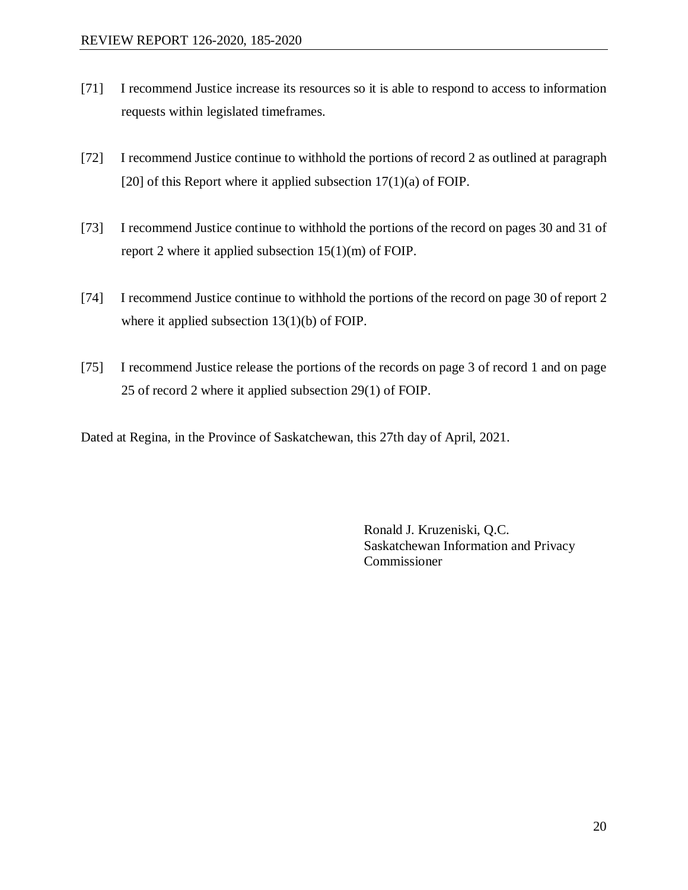[71] I recommend Justice increase its resources so it is able to respond to access to information requests within legislated timeframes.

[72] I recommend Justice continue to withhold the portions of record 2 as outlined at paragraph [20] of this Report where it applied subsection 17(1)(a) of FOIP.

[73] I recommend Justice continue to withhold the portions of the record on pages 30 and 31 of report 2 where it applied subsection 15(1)(m) of FOIP.

[74] I recommend Justice continue to withhold the portions of the record on page 30 of report 2 where it applied subsection 13(1)(b) of FOIP.

[75] I recommend Justice release the portions of the records on page 3 of record 1 and on page 25 of record 2 where it applied subsection 29(1) of FOIP.

Dated at Regina, in the Province of Saskatchewan, this 27th day of April, 2021.

Ronald J. Kruzeniski, Q.C.
Saskatchewan Information and Privacy Commissioner